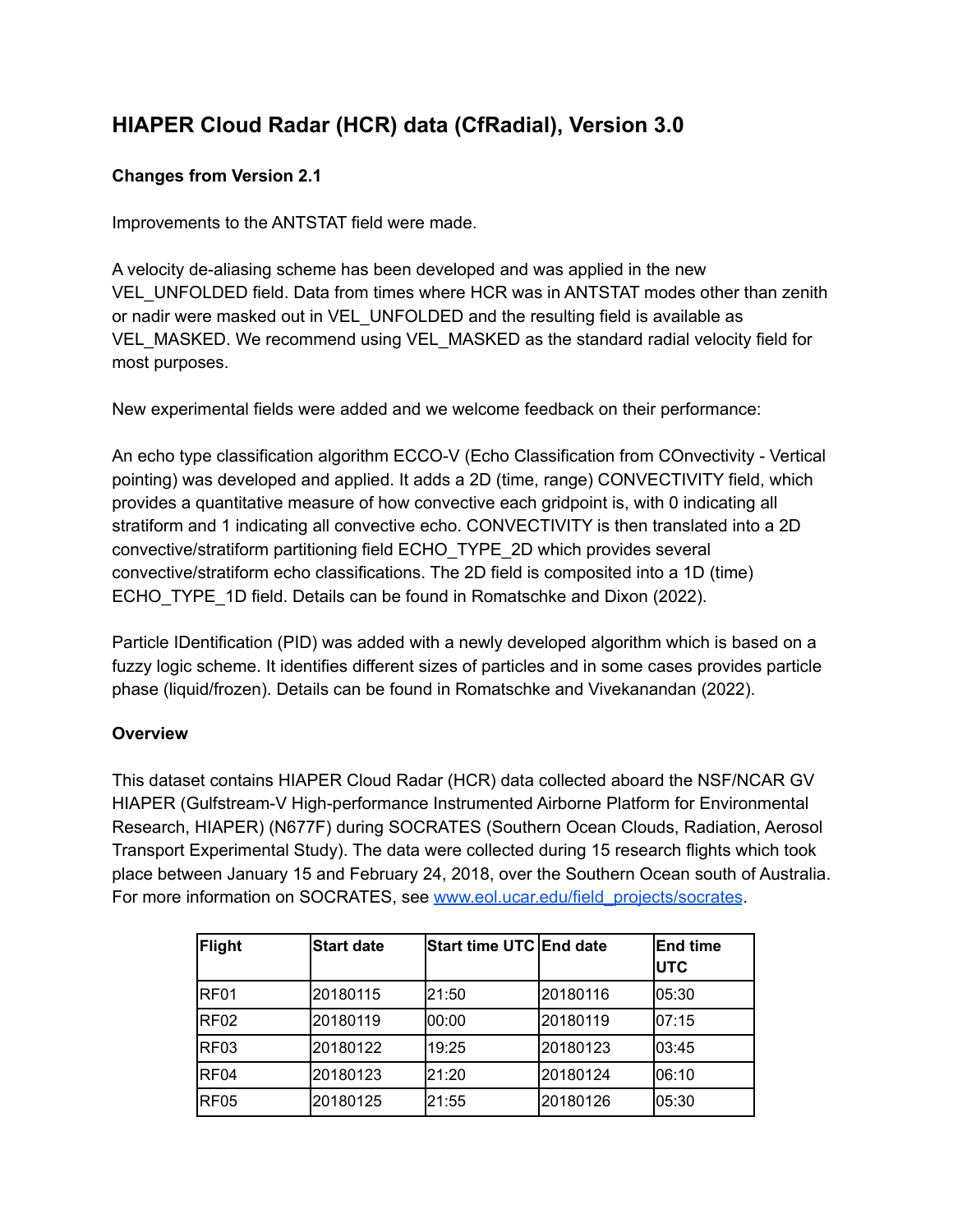# HIAPER Cloud Radar (HCR) data (CfRadial), Version 3.0

**Changes from Version 2.1**

Improvements to the ANTSTAT field were made.

A velocity de-aliasing scheme has been developed and was applied in the new VEL_UNFOLDED field. Data from times where HCR was in ANTSTAT modes other than zenith or nadir were masked out in VEL_UNFOLDED and the resulting field is available as VEL_MASKED. We recommend using VEL_MASKED as the standard radial velocity field for most purposes.

New experimental fields were added and we welcome feedback on their performance:

An echo type classification algorithm ECCO-V (Echo Classification from COnvectivity - Vertical pointing) was developed and applied. It adds a 2D (time, range) CONVECTIVITY field, which provides a quantitative measure of how convective each gridpoint is, with 0 indicating all stratiform and 1 indicating all convective echo. CONVECTIVITY is then translated into a 2D convective/stratiform partitioning field ECHO_TYPE_2D which provides several convective/stratiform echo classifications. The 2D field is composited into a 1D (time) ECHO_TYPE_1D field. Details can be found in Romatschke and Dixon (2022).

Particle IDentification (PID) was added with a newly developed algorithm which is based on a fuzzy logic scheme. It identifies different sizes of particles and in some cases provides particle phase (liquid/frozen). Details can be found in Romatschke and Vivekanandan (2022).

**Overview**

This dataset contains HIAPER Cloud Radar (HCR) data collected aboard the NSF/NCAR GV HIAPER (Gulfstream-V High-performance Instrumented Airborne Platform for Environmental Research, HIAPER) (N677F) during SOCRATES (Southern Ocean Clouds, Radiation, Aerosol Transport Experimental Study). The data were collected during 15 research flights which took place between January 15 and February 24, 2018, over the Southern Ocean south of Australia. For more information on SOCRATES, see www.eol.ucar.edu/field_projects/socrates.

| Flight | Start date | Start time UTC | End date | End time UTC |
|---|---|---|---|---|
| RF01 | 20180115 | 21:50 | 20180116 | 05:30 |
| RF02 | 20180119 | 00:00 | 20180119 | 07:15 |
| RF03 | 20180122 | 19:25 | 20180123 | 03:45 |
| RF04 | 20180123 | 21:20 | 20180124 | 06:10 |
| RF05 | 20180125 | 21:55 | 20180126 | 05:30 |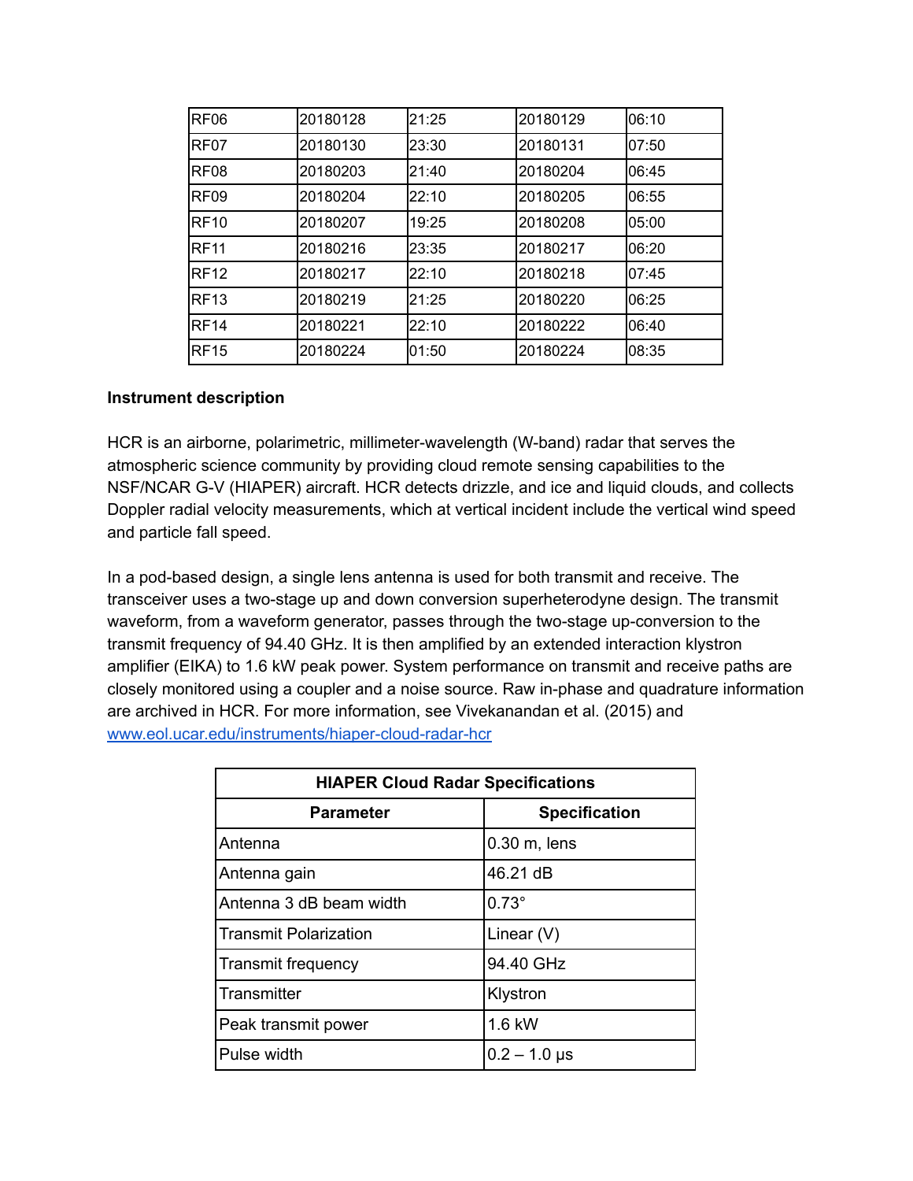| RF06 | 20180128 | 21:25 | 20180129 | 06:10 |
|---|---|---|---|---|
| RF07 | 20180130 | 23:30 | 20180131 | 07:50 |
| RF08 | 20180203 | 21:40 | 20180204 | 06:45 |
| RF09 | 20180204 | 22:10 | 20180205 | 06:55 |
| RF10 | 20180207 | 19:25 | 20180208 | 05:00 |
| RF11 | 20180216 | 23:35 | 20180217 | 06:20 |
| RF12 | 20180217 | 22:10 | 20180218 | 07:45 |
| RF13 | 20180219 | 21:25 | 20180220 | 06:25 |
| RF14 | 20180221 | 22:10 | 20180222 | 06:40 |
| RF15 | 20180224 | 01:50 | 20180224 | 08:35 |

**Instrument description**

HCR is an airborne, polarimetric, millimeter-wavelength (W-band) radar that serves the atmospheric science community by providing cloud remote sensing capabilities to the NSF/NCAR G-V (HIAPER) aircraft. HCR detects drizzle, and ice and liquid clouds, and collects Doppler radial velocity measurements, which at vertical incident include the vertical wind speed and particle fall speed.

In a pod-based design, a single lens antenna is used for both transmit and receive. The transceiver uses a two-stage up and down conversion superheterodyne design. The transmit waveform, from a waveform generator, passes through the two-stage up-conversion to the transmit frequency of 94.40 GHz. It is then amplified by an extended interaction klystron amplifier (EIKA) to 1.6 kW peak power. System performance on transmit and receive paths are closely monitored using a coupler and a noise source. Raw in-phase and quadrature information are archived in HCR. For more information, see Vivekanandan et al. (2015) and [www.eol.ucar.edu/instruments/hiaper-cloud-radar-hcr](www.eol.ucar.edu/instruments/hiaper-cloud-radar-hcr)

| HIAPER Cloud Radar Specifications | |
|---|---|
| **Parameter** | **Specification** |
| Antenna | 0.30 m, lens |
| Antenna gain | 46.21 dB |
| Antenna 3 dB beam width | 0.73° |
| Transmit Polarization | Linear (V) |
| Transmit frequency | 94.40 GHz |
| Transmitter | Klystron |
| Peak transmit power | 1.6 kW |
| Pulse width | 0.2 – 1.0 μs |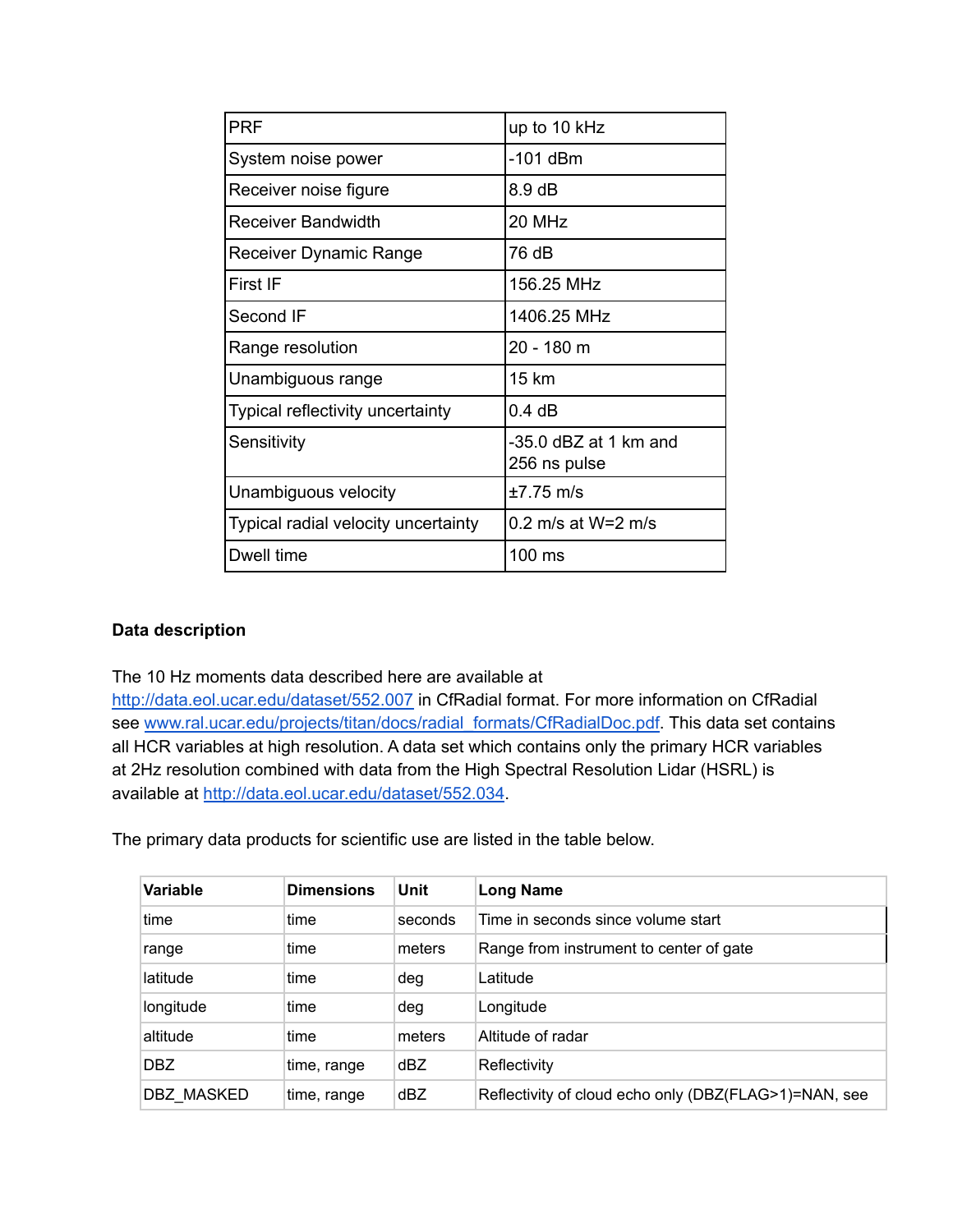| PRF | up to 10 kHz |
| --- | --- |
| System noise power | -101 dBm |
| Receiver noise figure | 8.9 dB |
| Receiver Bandwidth | 20 MHz |
| Receiver Dynamic Range | 76 dB |
| First IF | 156.25 MHz |
| Second IF | 1406.25 MHz |
| Range resolution | 20 - 180 m |
| Unambiguous range | 15 km |
| Typical reflectivity uncertainty | 0.4 dB |
| Sensitivity | -35.0 dBZ at 1 km and 256 ns pulse |
| Unambiguous velocity | ±7.75 m/s |
| Typical radial velocity uncertainty | 0.2 m/s at W=2 m/s |
| Dwell time | 100 ms |

**Data description**

The 10 Hz moments data described here are available at http://data.eol.ucar.edu/dataset/552.007 in CfRadial format. For more information on CfRadial see www.ral.ucar.edu/projects/titan/docs/radial_formats/CfRadialDoc.pdf. This data set contains all HCR variables at high resolution. A data set which contains only the primary HCR variables at 2Hz resolution combined with data from the High Spectral Resolution Lidar (HSRL) is available at http://data.eol.ucar.edu/dataset/552.034.

The primary data products for scientific use are listed in the table below.

| **Variable** | **Dimensions** | **Unit** | **Long Name** |
| --- | --- | --- | --- |
| time | time | seconds | Time in seconds since volume start |
| range | time | meters | Range from instrument to center of gate |
| latitude | time | deg | Latitude |
| longitude | time | deg | Longitude |
| altitude | time | meters | Altitude of radar |
| DBZ | time, range | dBZ | Reflectivity |
| DBZ_MASKED | time, range | dBZ | Reflectivity of cloud echo only (DBZ(FLAG>1)=NAN, see |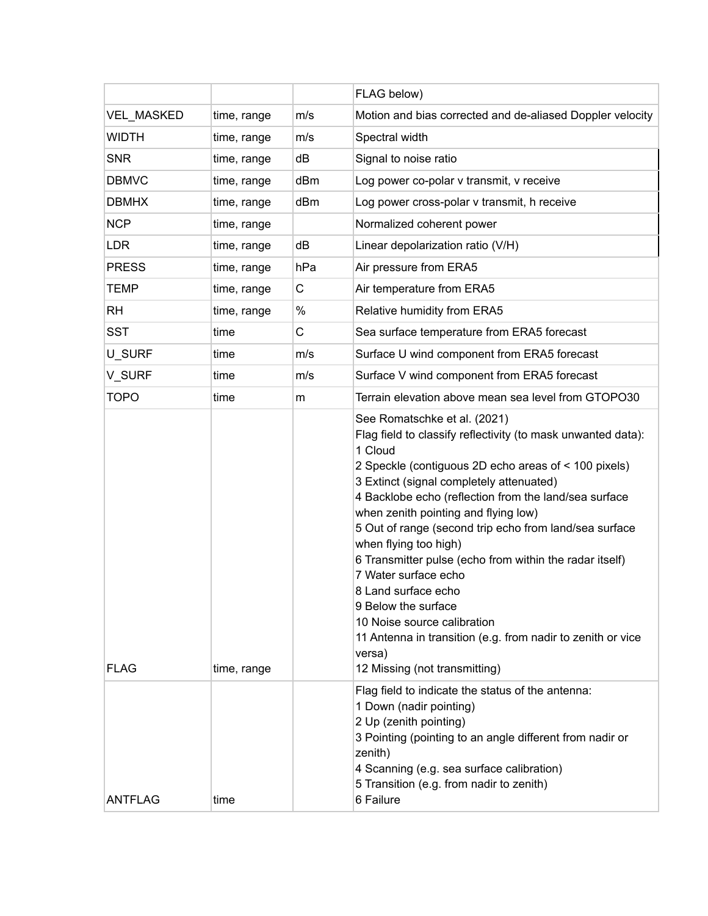| | | | FLAG below) |
|---|---|---|---|
| VEL_MASKED | time, range | m/s | Motion and bias corrected and de-aliased Doppler velocity |
| WIDTH | time, range | m/s | Spectral width |
| SNR | time, range | dB | Signal to noise ratio |
| DBMVC | time, range | dBm | Log power co-polar v transmit, v receive |
| DBMHX | time, range | dBm | Log power cross-polar v transmit, h receive |
| NCP | time, range | | Normalized coherent power |
| LDR | time, range | dB | Linear depolarization ratio (V/H) |
| PRESS | time, range | hPa | Air pressure from ERA5 |
| TEMP | time, range | C | Air temperature from ERA5 |
| RH | time, range | % | Relative humidity from ERA5 |
| SST | time | C | Sea surface temperature from ERA5 forecast |
| U_SURF | time | m/s | Surface U wind component from ERA5 forecast |
| V_SURF | time | m/s | Surface V wind component from ERA5 forecast |
| TOPO | time | m | Terrain elevation above mean sea level from GTOPO30 |
| FLAG | time, range | | See Romatschke et al. (2021)<br>Flag field to classify reflectivity (to mask unwanted data):<br>1 Cloud<br>2 Speckle (contiguous 2D echo areas of < 100 pixels)<br>3 Extinct (signal completely attenuated)<br>4 Backlobe echo (reflection from the land/sea surface when zenith pointing and flying low)<br>5 Out of range (second trip echo from land/sea surface when flying too high)<br>6 Transmitter pulse (echo from within the radar itself)<br>7 Water surface echo<br>8 Land surface echo<br>9 Below the surface<br>10 Noise source calibration<br>11 Antenna in transition (e.g. from nadir to zenith or vice versa)<br>12 Missing (not transmitting) |
| ANTFLAG | time | | Flag field to indicate the status of the antenna:<br>1 Down (nadir pointing)<br>2 Up (zenith pointing)<br>3 Pointing (pointing to an angle different from nadir or zenith)<br>4 Scanning (e.g. sea surface calibration)<br>5 Transition (e.g. from nadir to zenith)<br>6 Failure |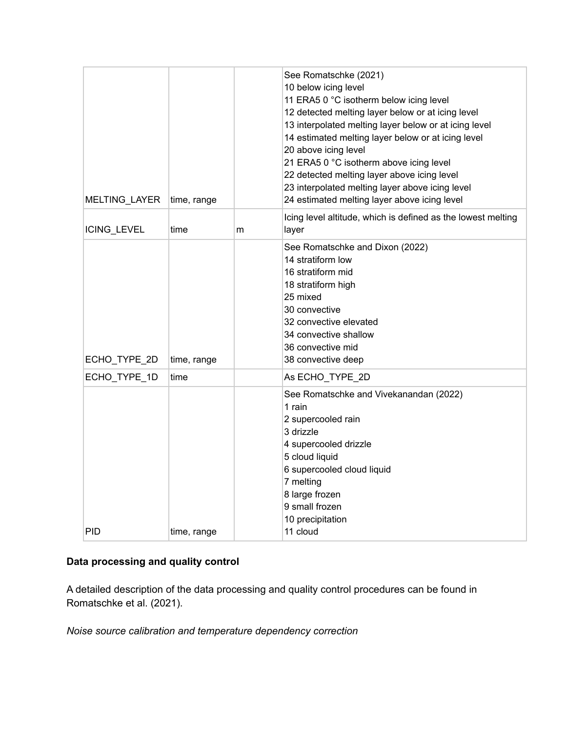| MELTING_LAYER | time, range | | See Romatschke (2021)<br>10 below icing level<br>11 ERA5 0 °C isotherm below icing level<br>12 detected melting layer below or at icing level<br>13 interpolated melting layer below or at icing level<br>14 estimated melting layer below or at icing level<br>20 above icing level<br>21 ERA5 0 °C isotherm above icing level<br>22 detected melting layer above icing level<br>23 interpolated melting layer above icing level<br>24 estimated melting layer above icing level |
|---|---|---|---|
| ICING_LEVEL | time | m | Icing level altitude, which is defined as the lowest melting layer |
| ECHO_TYPE_2D | time, range | | See Romatschke and Dixon (2022)<br>14 stratiform low<br>16 stratiform mid<br>18 stratiform high<br>25 mixed<br>30 convective<br>32 convective elevated<br>34 convective shallow<br>36 convective mid<br>38 convective deep |
| ECHO_TYPE_1D | time | | As ECHO_TYPE_2D |
| PID | time, range | | See Romatschke and Vivekanandan (2022)<br>1 rain<br>2 supercooled rain<br>3 drizzle<br>4 supercooled drizzle<br>5 cloud liquid<br>6 supercooled cloud liquid<br>7 melting<br>8 large frozen<br>9 small frozen<br>10 precipitation<br>11 cloud |

**Data processing and quality control**

A detailed description of the data processing and quality control procedures can be found in Romatschke et al. (2021).

*Noise source calibration and temperature dependency correction*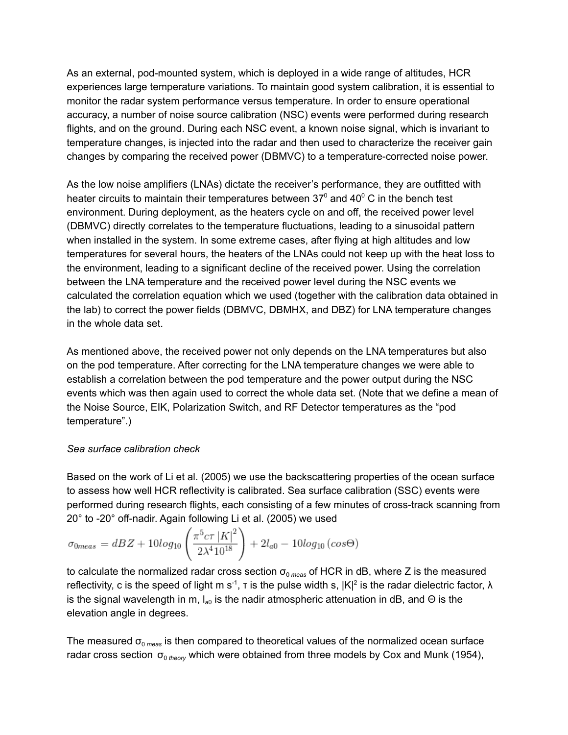As an external, pod-mounted system, which is deployed in a wide range of altitudes, HCR experiences large temperature variations. To maintain good system calibration, it is essential to monitor the radar system performance versus temperature. In order to ensure operational accuracy, a number of noise source calibration (NSC) events were performed during research flights, and on the ground. During each NSC event, a known noise signal, which is invariant to temperature changes, is injected into the radar and then used to characterize the receiver gain changes by comparing the received power (DBMVC) to a temperature-corrected noise power.

As the low noise amplifiers (LNAs) dictate the receiver's performance, they are outfitted with heater circuits to maintain their temperatures between $37^0$ and $40^0$ C in the bench test environment. During deployment, as the heaters cycle on and off, the received power level (DBMVC) directly correlates to the temperature fluctuations, leading to a sinusoidal pattern when installed in the system. In some extreme cases, after flying at high altitudes and low temperatures for several hours, the heaters of the LNAs could not keep up with the heat loss to the environment, leading to a significant decline of the received power. Using the correlation between the LNA temperature and the received power level during the NSC events we calculated the correlation equation which we used (together with the calibration data obtained in the lab) to correct the power fields (DBMVC, DBMHX, and DBZ) for LNA temperature changes in the whole data set.

As mentioned above, the received power not only depends on the LNA temperatures but also on the pod temperature. After correcting for the LNA temperature changes we were able to establish a correlation between the pod temperature and the power output during the NSC events which was then again used to correct the whole data set. (Note that we define a mean of the Noise Source, EIK, Polarization Switch, and RF Detector temperatures as the "pod temperature".)

*Sea surface calibration check*

Based on the work of Li et al. (2005) we use the backscattering properties of the ocean surface to assess how well HCR reflectivity is calibrated. Sea surface calibration (SSC) events were performed during research flights, each consisting of a few minutes of cross-track scanning from 20° to -20° off-nadir. Again following Li et al. (2005) we used

$$\sigma_{0meas} = dBZ + 10log_{10}\left(\frac{\pi^5 c\tau\left|K\right|^2}{2\lambda^4 10^{18}}\right) + 2l_{a0} - 10log_{10}\left(cos\Theta\right)$$

to calculate the normalized radar cross section $\sigma_{0\,meas}$ of HCR in dB, where Z is the measured reflectivity, c is the speed of light m $s^{-1}$, $\tau$ is the pulse width s, $|K|^2$ is the radar dielectric factor, $\lambda$ is the signal wavelength in m, $l_{a0}$ is the nadir atmospheric attenuation in dB, and $\Theta$ is the elevation angle in degrees.

The measured $\sigma_{0\,meas}$ is then compared to theoretical values of the normalized ocean surface radar cross section $\sigma_{0\,theory}$ which were obtained from three models by Cox and Munk (1954),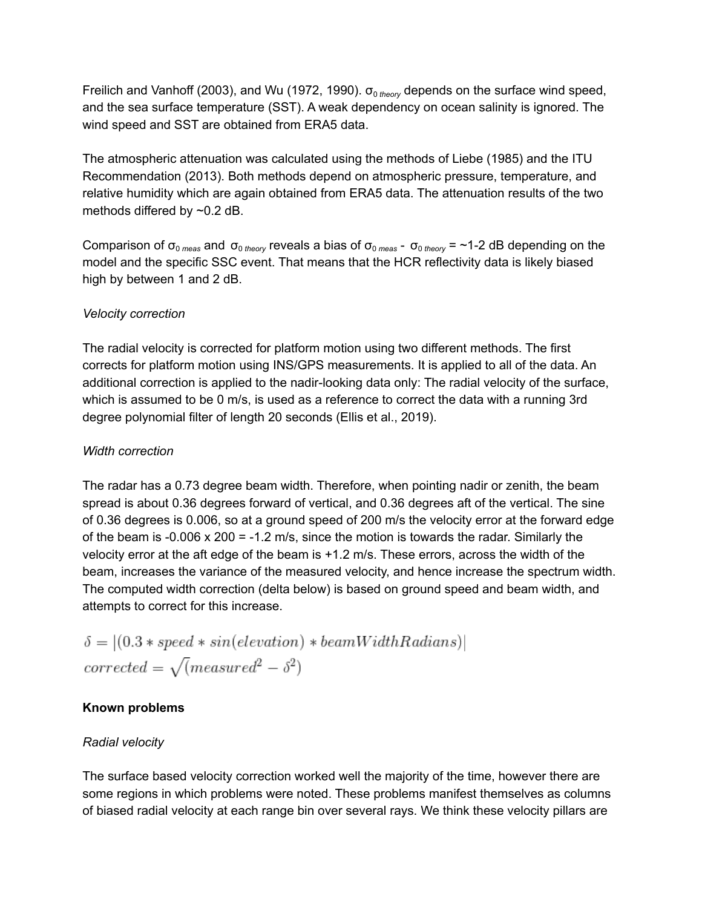Freilich and Vanhoff (2003), and Wu (1972, 1990). $\sigma_{0\ theory}$ depends on the surface wind speed, and the sea surface temperature (SST). A weak dependency on ocean salinity is ignored. The wind speed and SST are obtained from ERA5 data.

The atmospheric attenuation was calculated using the methods of Liebe (1985) and the ITU Recommendation (2013). Both methods depend on atmospheric pressure, temperature, and relative humidity which are again obtained from ERA5 data. The attenuation results of the two methods differed by ~0.2 dB.

Comparison of $\sigma_{0\ meas}$ and $\sigma_{0\ theory}$ reveals a bias of $\sigma_{0\ meas}$ - $\sigma_{0\ theory}$ = ~1-2 dB depending on the model and the specific SSC event. That means that the HCR reflectivity data is likely biased high by between 1 and 2 dB.

*Velocity correction*

The radial velocity is corrected for platform motion using two different methods. The first corrects for platform motion using INS/GPS measurements. It is applied to all of the data. An additional correction is applied to the nadir-looking data only: The radial velocity of the surface, which is assumed to be 0 m/s, is used as a reference to correct the data with a running 3rd degree polynomial filter of length 20 seconds (Ellis et al., 2019).

*Width correction*

The radar has a 0.73 degree beam width. Therefore, when pointing nadir or zenith, the beam spread is about 0.36 degrees forward of vertical, and 0.36 degrees aft of the vertical. The sine of 0.36 degrees is 0.006, so at a ground speed of 200 m/s the velocity error at the forward edge of the beam is -0.006 x 200 = -1.2 m/s, since the motion is towards the radar. Similarly the velocity error at the aft edge of the beam is +1.2 m/s. These errors, across the width of the beam, increases the variance of the measured velocity, and hence increase the spectrum width. The computed width correction (delta below) is based on ground speed and beam width, and attempts to correct for this increase.

$$\delta = |(0.3 * speed * sin(elevation) * beamWidthRadians)|$$
$$corrected = \sqrt{(measured^2 - \delta^2)}$$

**Known problems**

*Radial velocity*

The surface based velocity correction worked well the majority of the time, however there are some regions in which problems were noted. These problems manifest themselves as columns of biased radial velocity at each range bin over several rays. We think these velocity pillars are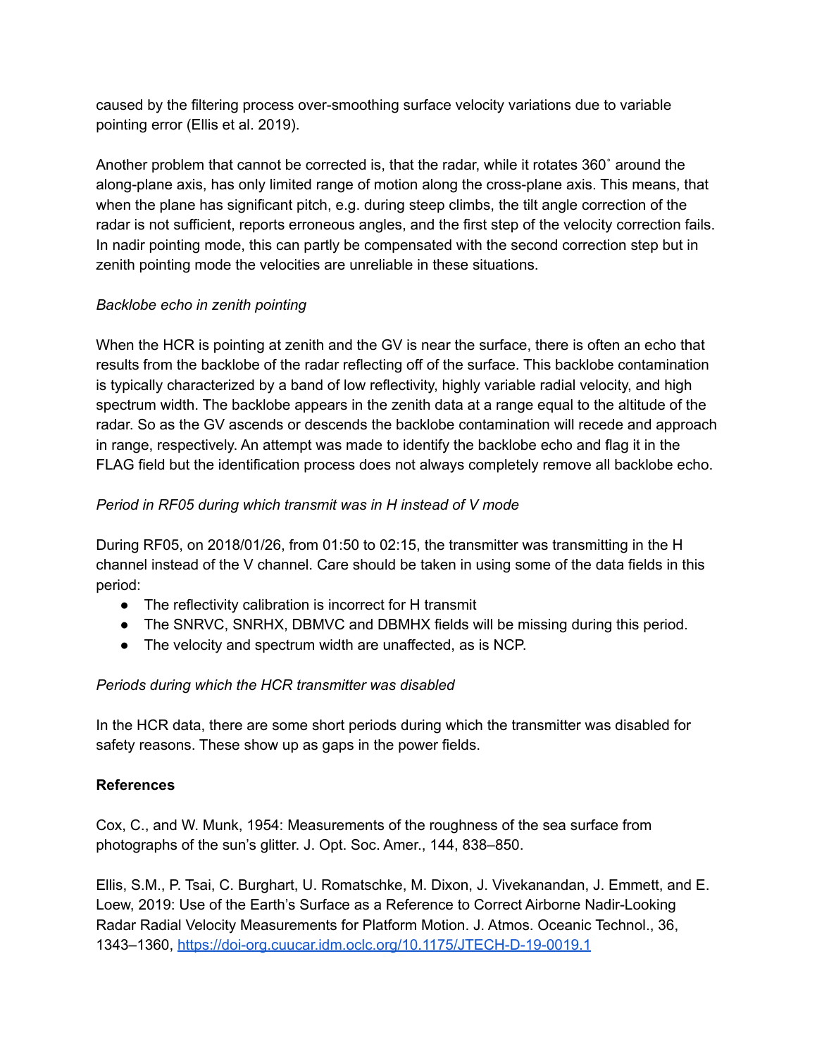caused by the filtering process over-smoothing surface velocity variations due to variable pointing error (Ellis et al. 2019).

Another problem that cannot be corrected is, that the radar, while it rotates 360˚ around the along-plane axis, has only limited range of motion along the cross-plane axis. This means, that when the plane has significant pitch, e.g. during steep climbs, the tilt angle correction of the radar is not sufficient, reports erroneous angles, and the first step of the velocity correction fails. In nadir pointing mode, this can partly be compensated with the second correction step but in zenith pointing mode the velocities are unreliable in these situations.

*Backlobe echo in zenith pointing*

When the HCR is pointing at zenith and the GV is near the surface, there is often an echo that results from the backlobe of the radar reflecting off of the surface. This backlobe contamination is typically characterized by a band of low reflectivity, highly variable radial velocity, and high spectrum width. The backlobe appears in the zenith data at a range equal to the altitude of the radar. So as the GV ascends or descends the backlobe contamination will recede and approach in range, respectively. An attempt was made to identify the backlobe echo and flag it in the FLAG field but the identification process does not always completely remove all backlobe echo.

*Period in RF05 during which transmit was in H instead of V mode*

During RF05, on 2018/01/26, from 01:50 to 02:15, the transmitter was transmitting in the H channel instead of the V channel. Care should be taken in using some of the data fields in this period:

- The reflectivity calibration is incorrect for H transmit
- The SNRVC, SNRHX, DBMVC and DBMHX fields will be missing during this period.
- The velocity and spectrum width are unaffected, as is NCP.

*Periods during which the HCR transmitter was disabled*

In the HCR data, there are some short periods during which the transmitter was disabled for safety reasons. These show up as gaps in the power fields.

**References**

Cox, C., and W. Munk, 1954: Measurements of the roughness of the sea surface from photographs of the sun's glitter. J. Opt. Soc. Amer., 144, 838–850.

Ellis, S.M., P. Tsai, C. Burghart, U. Romatschke, M. Dixon, J. Vivekanandan, J. Emmett, and E. Loew, 2019: Use of the Earth's Surface as a Reference to Correct Airborne Nadir-Looking Radar Radial Velocity Measurements for Platform Motion. J. Atmos. Oceanic Technol., 36, 1343–1360, https://doi-org.cuucar.idm.oclc.org/10.1175/JTECH-D-19-0019.1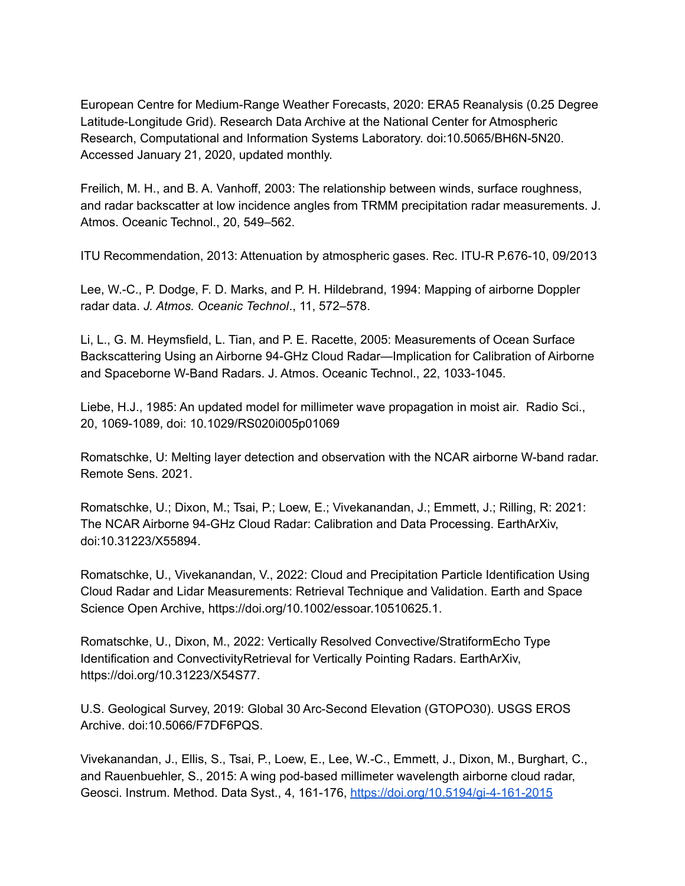European Centre for Medium-Range Weather Forecasts, 2020: ERA5 Reanalysis (0.25 Degree Latitude-Longitude Grid). Research Data Archive at the National Center for Atmospheric Research, Computational and Information Systems Laboratory. doi:10.5065/BH6N-5N20. Accessed January 21, 2020, updated monthly.

Freilich, M. H., and B. A. Vanhoff, 2003: The relationship between winds, surface roughness, and radar backscatter at low incidence angles from TRMM precipitation radar measurements. J. Atmos. Oceanic Technol., 20, 549–562.

ITU Recommendation, 2013: Attenuation by atmospheric gases. Rec. ITU-R P.676-10, 09/2013

Lee, W.-C., P. Dodge, F. D. Marks, and P. H. Hildebrand, 1994: Mapping of airborne Doppler radar data. *J. Atmos. Oceanic Technol*., 11, 572–578.

Li, L., G. M. Heymsfield, L. Tian, and P. E. Racette, 2005: Measurements of Ocean Surface Backscattering Using an Airborne 94-GHz Cloud Radar—Implication for Calibration of Airborne and Spaceborne W-Band Radars. J. Atmos. Oceanic Technol., 22, 1033-1045.

Liebe, H.J., 1985: An updated model for millimeter wave propagation in moist air. Radio Sci., 20, 1069-1089, doi: 10.1029/RS020i005p01069

Romatschke, U: Melting layer detection and observation with the NCAR airborne W-band radar. Remote Sens. 2021.

Romatschke, U.; Dixon, M.; Tsai, P.; Loew, E.; Vivekanandan, J.; Emmett, J.; Rilling, R: 2021: The NCAR Airborne 94-GHz Cloud Radar: Calibration and Data Processing. EarthArXiv, doi:10.31223/X55894.

Romatschke, U., Vivekanandan, V., 2022: Cloud and Precipitation Particle Identification Using Cloud Radar and Lidar Measurements: Retrieval Technique and Validation. Earth and Space Science Open Archive, https://doi.org/10.1002/essoar.10510625.1.

Romatschke, U., Dixon, M., 2022: Vertically Resolved Convective/StratiformEcho Type Identification and ConvectivityRetrieval for Vertically Pointing Radars. EarthArXiv, https://doi.org/10.31223/X54S77.

U.S. Geological Survey, 2019: Global 30 Arc-Second Elevation (GTOPO30). USGS EROS Archive. doi:10.5066/F7DF6PQS.

Vivekanandan, J., Ellis, S., Tsai, P., Loew, E., Lee, W.-C., Emmett, J., Dixon, M., Burghart, C., and Rauenbuehler, S., 2015: A wing pod-based millimeter wavelength airborne cloud radar, Geosci. Instrum. Method. Data Syst., 4, 161-176, [https://doi.org/10.5194/gi-4-161-2015](https://doi.org/10.5194/gi-4-161-2015)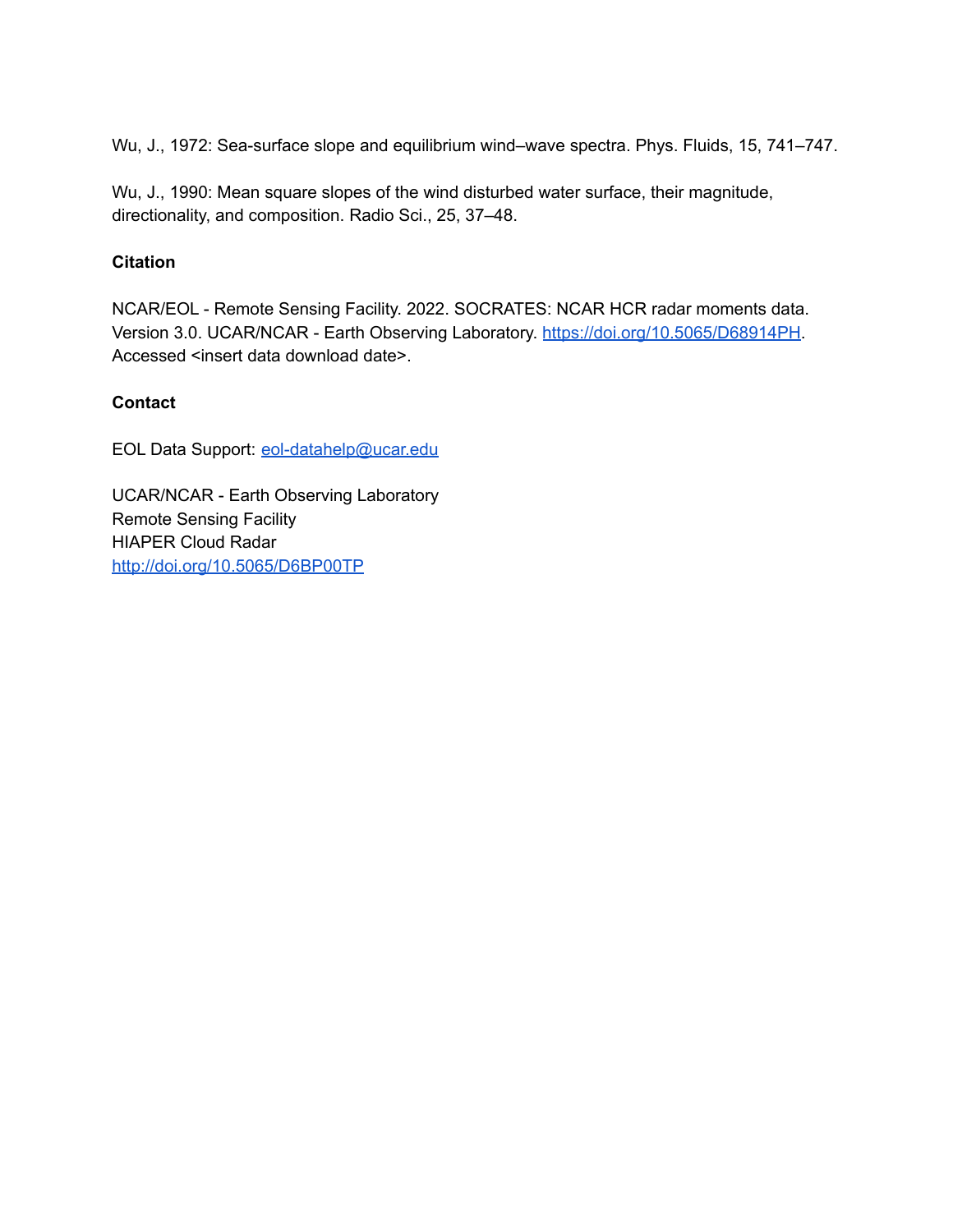Wu, J., 1972: Sea-surface slope and equilibrium wind–wave spectra. Phys. Fluids, 15, 741–747.

Wu, J., 1990: Mean square slopes of the wind disturbed water surface, their magnitude, directionality, and composition. Radio Sci., 25, 37–48.

### Citation

NCAR/EOL - Remote Sensing Facility. 2022. SOCRATES: NCAR HCR radar moments data. Version 3.0. UCAR/NCAR - Earth Observing Laboratory. https://doi.org/10.5065/D68914PH. Accessed <insert data download date>.

### Contact

EOL Data Support: eol-datahelp@ucar.edu

UCAR/NCAR - Earth Observing Laboratory
Remote Sensing Facility
HIAPER Cloud Radar
http://doi.org/10.5065/D6BP00TP